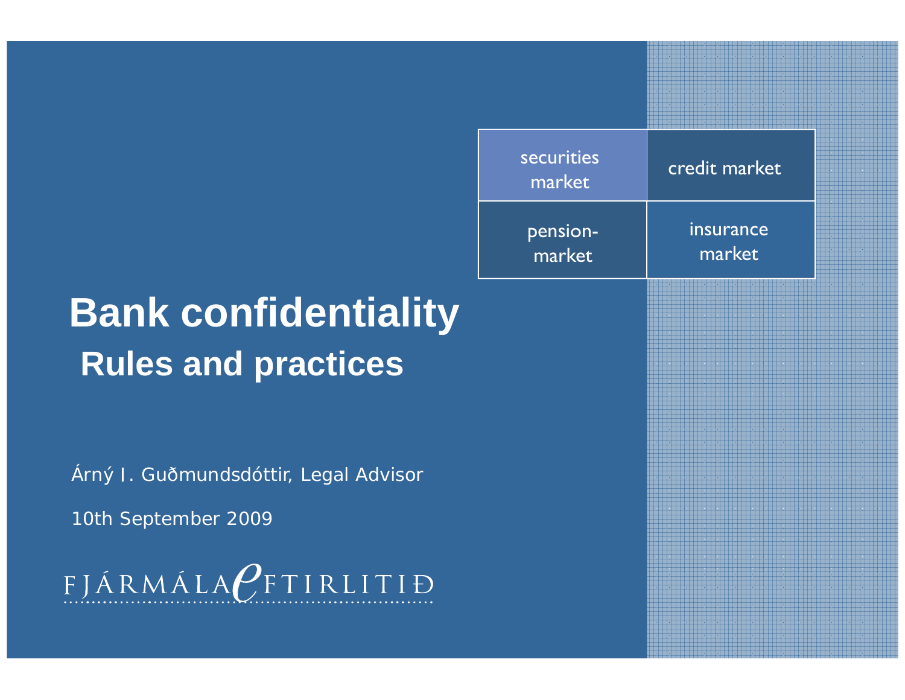| securities market | credit market |
| --- | --- |
| pension-market | insurance market |

# Bank confidentiality

## Rules and practices

Árný I. Guðmundsdóttir, Legal Advisor

10th September 2009

FJÁRMÁLAEFTIRLITIÐ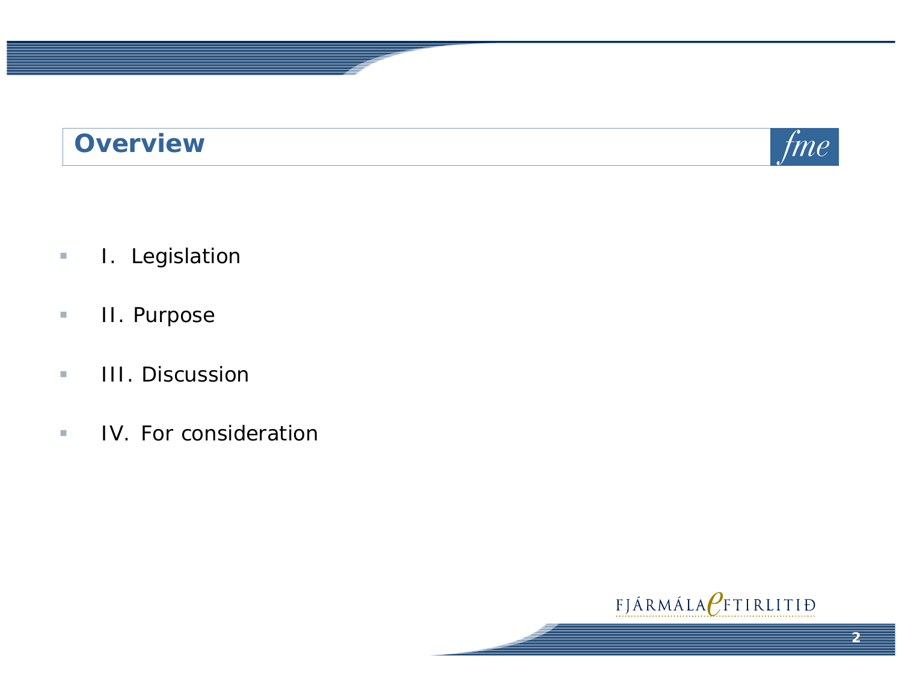# Overview

- I. Legislation
- II. Purpose
- III. Discussion
- IV. For consideration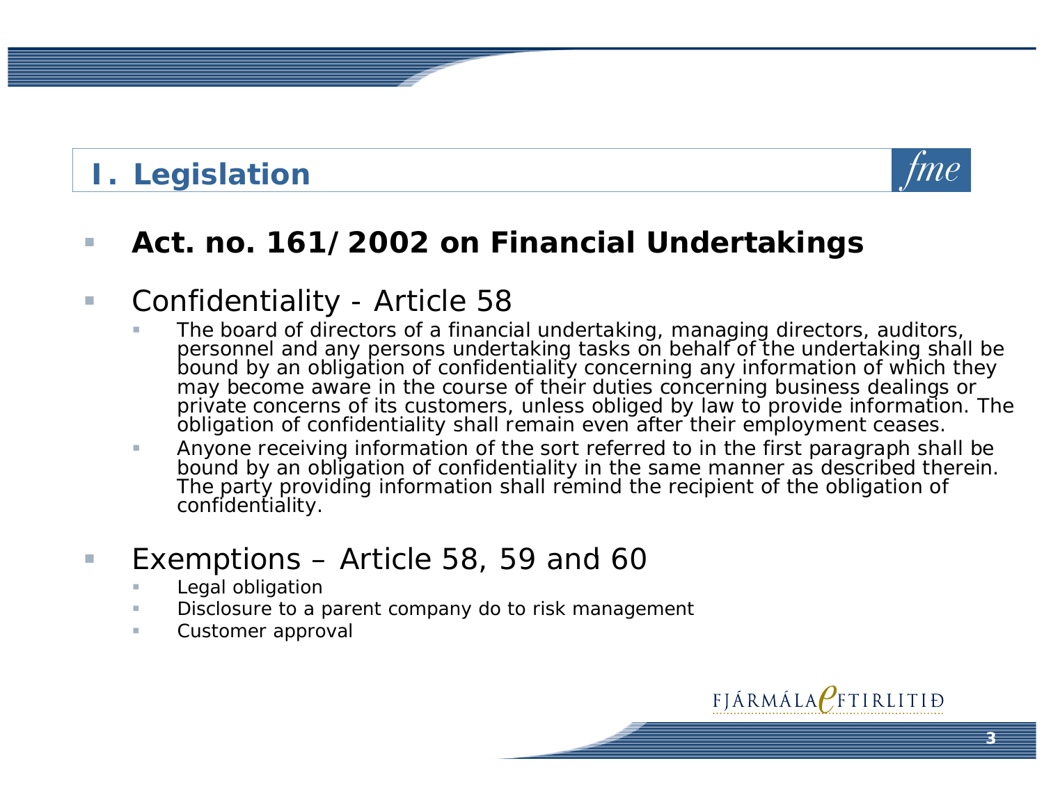## I. Legislation

- **Act. no. 161/2002 on Financial Undertakings**

- Confidentiality - Article 58
  - The board of directors of a financial undertaking, managing directors, auditors, personnel and any persons undertaking tasks on behalf of the undertaking shall be bound by an obligation of confidentiality concerning any information of which they may become aware in the course of their duties concerning business dealings or private concerns of its customers, unless obliged by law to provide information. The obligation of confidentiality shall remain even after their employment ceases.
  - Anyone receiving information of the sort referred to in the first paragraph shall be bound by an obligation of confidentiality in the same manner as described therein. The party providing information shall remind the recipient of the obligation of confidentiality.

- Exemptions – Article 58, 59 and 60
  - Legal obligation
  - Disclosure to a parent company do to risk management
  - Customer approval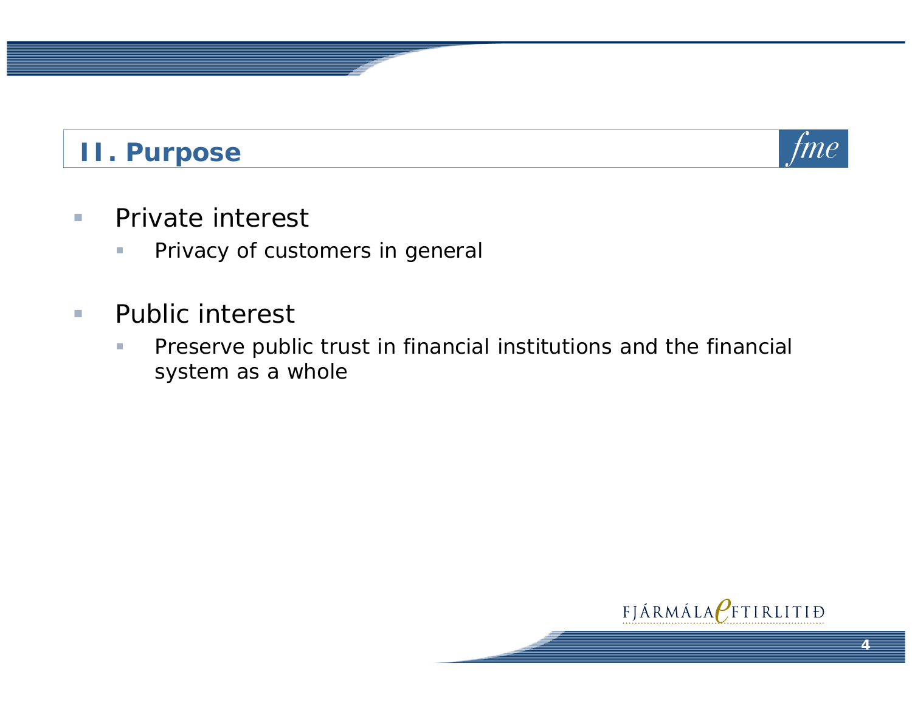## II. Purpose

- Private interest
  - Privacy of customers in general
- Public interest
  - Preserve public trust in financial institutions and the financial system as a whole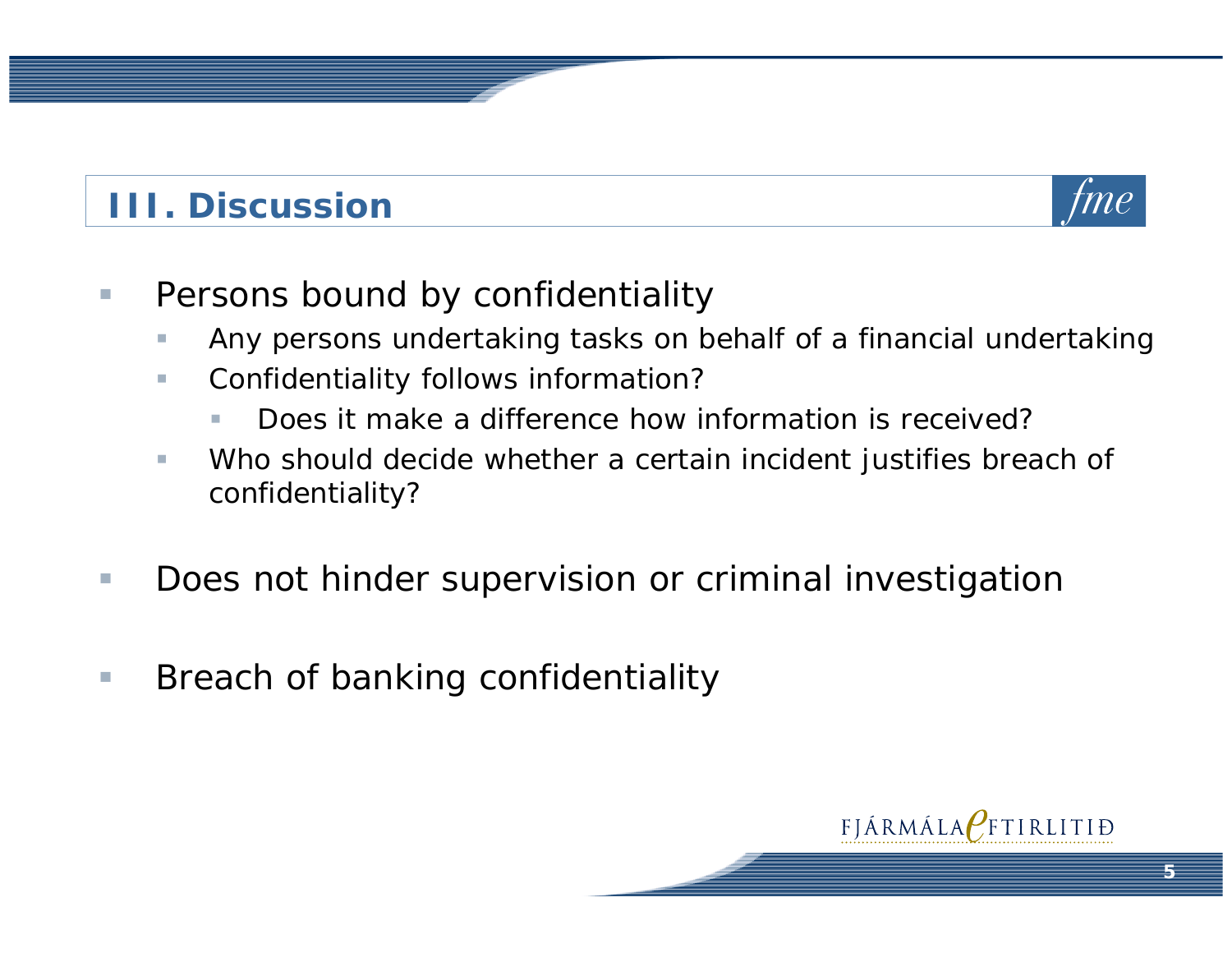## III. Discussion

- Persons bound by confidentiality
  - Any persons undertaking tasks on behalf of a financial undertaking
  - Confidentiality follows information?
    - Does it make a difference how information is received?
  - Who should decide whether a certain incident justifies breach of confidentiality?
- Does not hinder supervision or criminal investigation
- Breach of banking confidentiality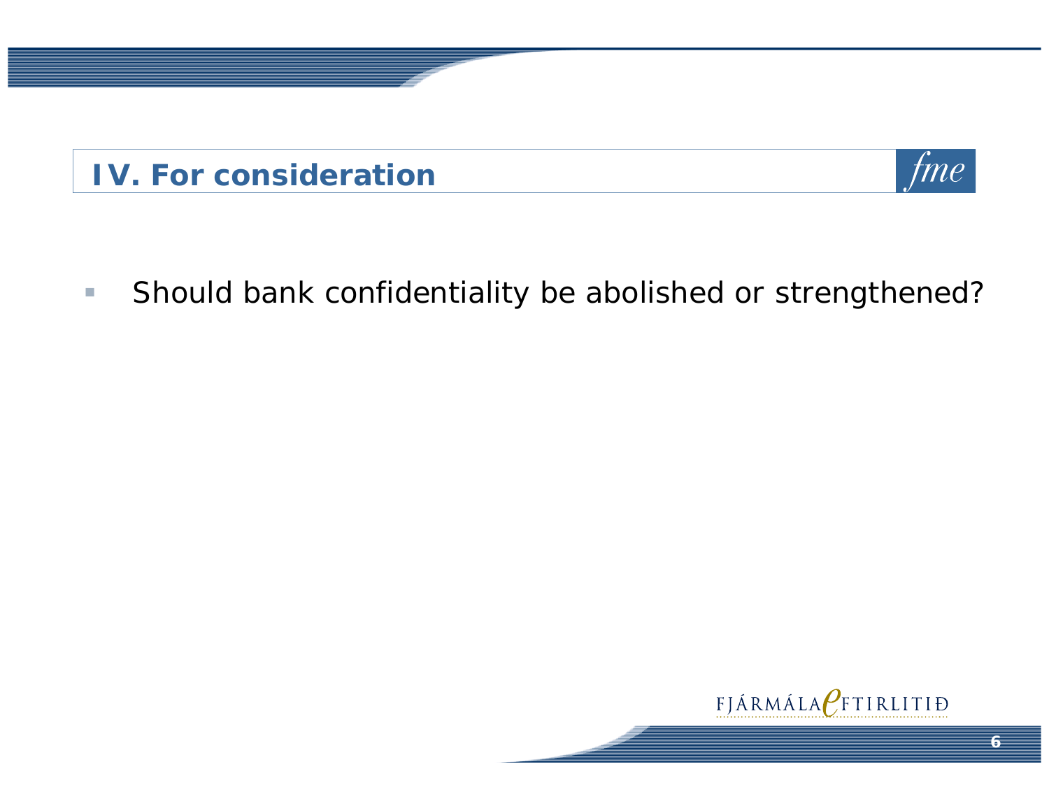## IV. For consideration

- Should bank confidentiality be abolished or strengthened?